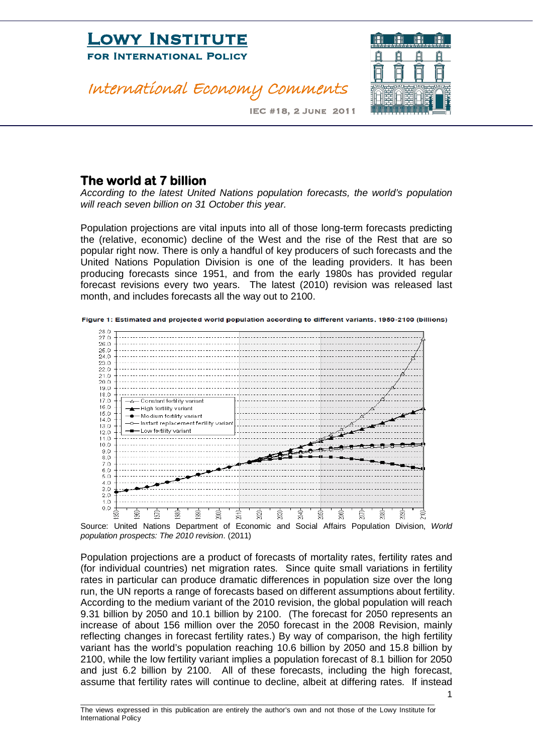# Lowy Institute

## for International Policy

*International Economy Comments*

IEC #18, 2 June 2011

## The world at 7 billion

*According to the latest United Nations population forecasts, the world's population will reach seven billion on 31 October this year.*

Population projections are vital inputs into all of those long-term forecasts predicting the (relative, economic) decline of the West and the rise of the Rest that are so popular right now. There is only a handful of key producers of such forecasts and the United Nations Population Division is one of the leading providers. It has been producing forecasts since 1951, and from the early 1980s has provided regular forecast revisions every two years. The latest (2010) revision was released last month, and includes forecasts all the way out to 2100.

**Figure 1: Estimated and projected world population according to different variants, 1950-2100 (billions)**

Source: United Nations Department of Economic and Social Affairs Population Division, *World population prospects: The 2010 revision*. (2011)

Population projections are a product of forecasts of mortality rates, fertility rates and (for individual countries) net migration rates. Since quite small variations in fertility rates in particular can produce dramatic differences in population size over the long run, the UN reports a range of forecasts based on different assumptions about fertility. According to the medium variant of the 2010 revision, the global population will reach 9.31 billion by 2050 and 10.1 billion by 2100. (The forecast for 2050 represents an increase of about 156 million over the 2050 forecast in the 2008 Revision, mainly reflecting changes in forecast fertility rates.) By way of comparison, the high fertility variant has the world's population reaching 10.6 billion by 2050 and 15.8 billion by 2100, while the low fertility variant implies a population forecast of 8.1 billion for 2050 and just 6.2 billion by 2100. All of these forecasts, including the high forecast, assume that fertility rates will continue to decline, albeit at differing rates. If instead

The views expressed in this publication are entirely the author's own and not those of the Lowy Institute for International Policy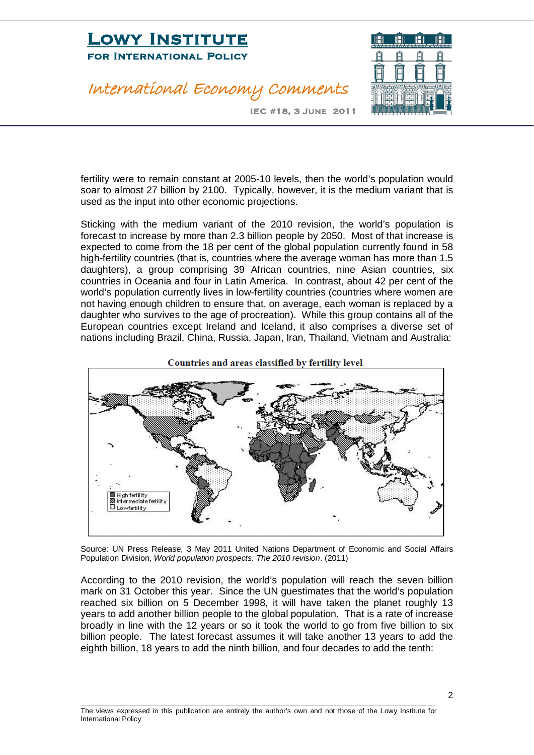fertility were to remain constant at 2005-10 levels, then the world's population would soar to almost 27 billion by 2100. Typically, however, it is the medium variant that is used as the input into other economic projections.

Sticking with the medium variant of the 2010 revision, the world's population is forecast to increase by more than 2.3 billion people by 2050. Most of that increase is expected to come from the 18 per cent of the global population currently found in 58 high-fertility countries (that is, countries where the average woman has more than 1.5 daughters), a group comprising 39 African countries, nine Asian countries, six countries in Oceania and four in Latin America. In contrast, about 42 per cent of the world's population currently lives in low-fertility countries (countries where women are not having enough children to ensure that, on average, each woman is replaced by a daughter who survives to the age of procreation). While this group contains all of the European countries except Ireland and Iceland, it also comprises a diverse set of nations including Brazil, China, Russia, Japan, Iran, Thailand, Vietnam and Australia:

**Countries and areas classified by fertility level**

Source: UN Press Release, 3 May 2011 United Nations Department of Economic and Social Affairs Population Division, *World population prospects: The 2010 revision*. (2011)

According to the 2010 revision, the world's population will reach the seven billion mark on 31 October this year. Since the UN guestimates that the world's population reached six billion on 5 December 1998, it will have taken the planet roughly 13 years to add another billion people to the global population. That is a rate of increase broadly in line with the 12 years or so it took the world to go from five billion to six billion people. The latest forecast assumes it will take another 13 years to add the eighth billion, 18 years to add the ninth billion, and four decades to add the tenth: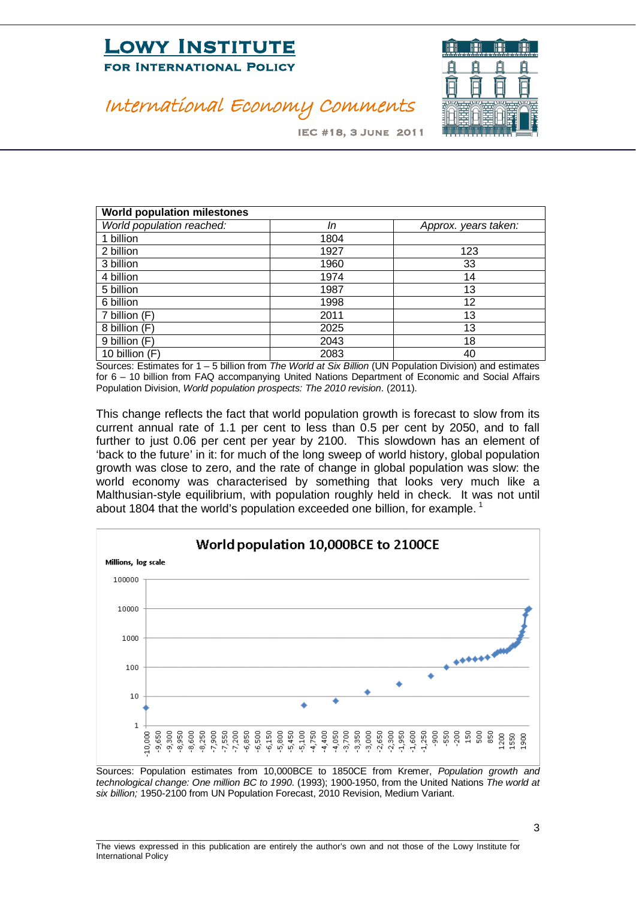| World population milestones | | |
|---|---|---|
| *World population reached:* | *In* | *Approx. years taken:* |
| 1 billion | 1804 | |
| 2 billion | 1927 | 123 |
| 3 billion | 1960 | 33 |
| 4 billion | 1974 | 14 |
| 5 billion | 1987 | 13 |
| 6 billion | 1998 | 12 |
| 7 billion (F) | 2011 | 13 |
| 8 billion (F) | 2025 | 13 |
| 9 billion (F) | 2043 | 18 |
| 10 billion (F) | 2083 | 40 |

Sources: Estimates for 1 – 5 billion from *The World at Six Billion* (UN Population Division) and estimates for 6 – 10 billion from FAQ accompanying United Nations Department of Economic and Social Affairs Population Division, *World population prospects: The 2010 revision*. (2011).

This change reflects the fact that world population growth is forecast to slow from its current annual rate of 1.1 per cent to less than 0.5 per cent by 2050, and to fall further to just 0.06 per cent per year by 2100. This slowdown has an element of 'back to the future' in it: for much of the long sweep of world history, global population growth was close to zero, and the rate of change in global population was slow: the world economy was characterised by something that looks very much like a Malthusian-style equilibrium, with population roughly held in check. It was not until about 1804 that the world's population exceeded one billion, for example. [1]

**World population 10,000BCE to 2100CE**

Sources: Population estimates from 10,000BCE to 1850CE from Kremer, *Population growth and technological change: One million BC to 1990.* (1993); 1900-1950, from the United Nations *The world at six billion;* 1950-2100 from UN Population Forecast, 2010 Revision, Medium Variant.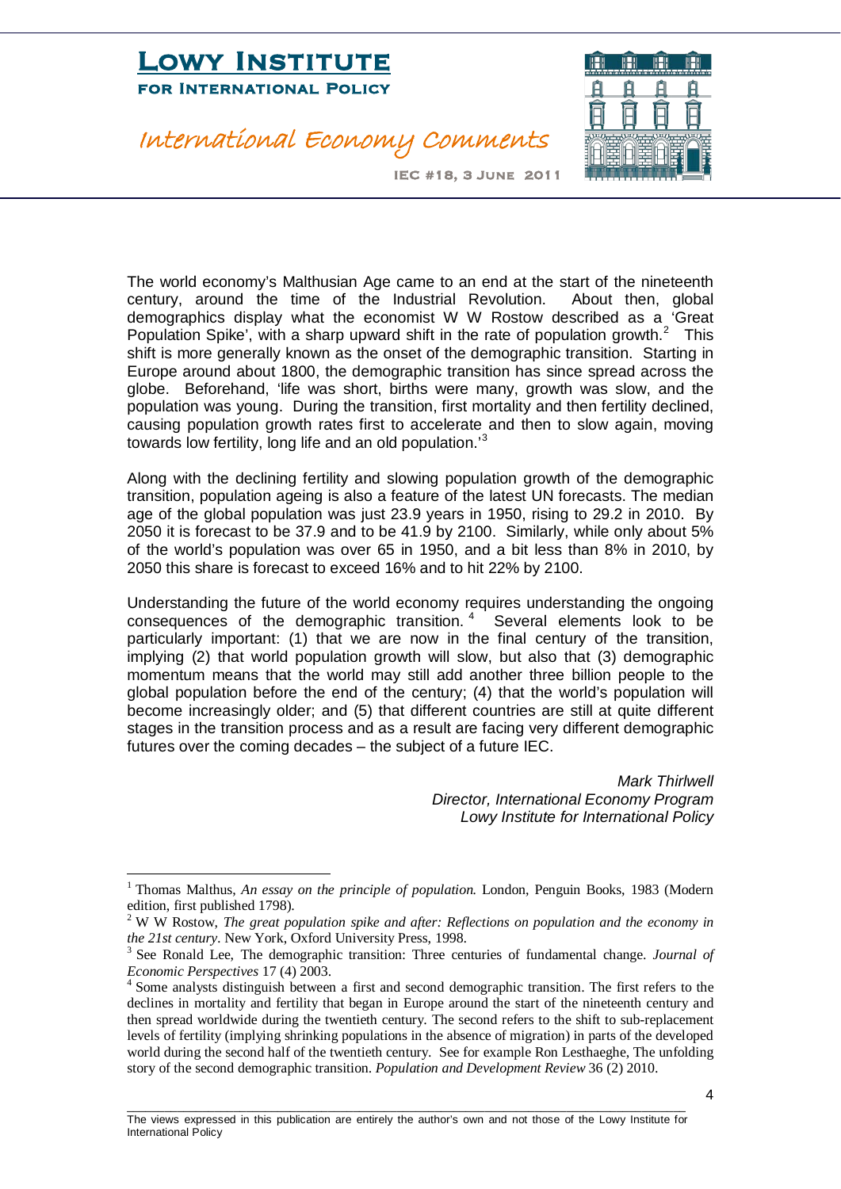The world economy's Malthusian Age came to an end at the start of the nineteenth century, around the time of the Industrial Revolution. About then, global demographics display what the economist W W Rostow described as a 'Great Population Spike', with a sharp upward shift in the rate of population growth.[2] This shift is more generally known as the onset of the demographic transition. Starting in Europe around about 1800, the demographic transition has since spread across the globe. Beforehand, 'life was short, births were many, growth was slow, and the population was young. During the transition, first mortality and then fertility declined, causing population growth rates first to accelerate and then to slow again, moving towards low fertility, long life and an old population.'[3]

Along with the declining fertility and slowing population growth of the demographic transition, population ageing is also a feature of the latest UN forecasts. The median age of the global population was just 23.9 years in 1950, rising to 29.2 in 2010. By 2050 it is forecast to be 37.9 and to be 41.9 by 2100. Similarly, while only about 5% of the world's population was over 65 in 1950, and a bit less than 8% in 2010, by 2050 this share is forecast to exceed 16% and to hit 22% by 2100.

Understanding the future of the world economy requires understanding the ongoing consequences of the demographic transition.[4] Several elements look to be particularly important: (1) that we are now in the final century of the transition, implying (2) that world population growth will slow, but also that (3) demographic momentum means that the world may still add another three billion people to the global population before the end of the century; (4) that the world's population will become increasingly older; and (5) that different countries are still at quite different stages in the transition process and as a result are facing very different demographic futures over the coming decades – the subject of a future IEC.

*Mark Thirlwell*
*Director, International Economy Program*
*Lowy Institute for International Policy*

---

[1] Thomas Malthus, *An essay on the principle of population.* London, Penguin Books, 1983 (Modern edition, first published 1798).

[2] W W Rostow, *The great population spike and after: Reflections on population and the economy in the 21st century*. New York, Oxford University Press, 1998.

[3] See Ronald Lee, The demographic transition: Three centuries of fundamental change. *Journal of Economic Perspectives* 17 (4) 2003.

[4] Some analysts distinguish between a first and second demographic transition. The first refers to the declines in mortality and fertility that began in Europe around the start of the nineteenth century and then spread worldwide during the twentieth century. The second refers to the shift to sub-replacement levels of fertility (implying shrinking populations in the absence of migration) in parts of the developed world during the second half of the twentieth century. See for example Ron Lesthaeghe, The unfolding story of the second demographic transition. *Population and Development Review* 36 (2) 2010.